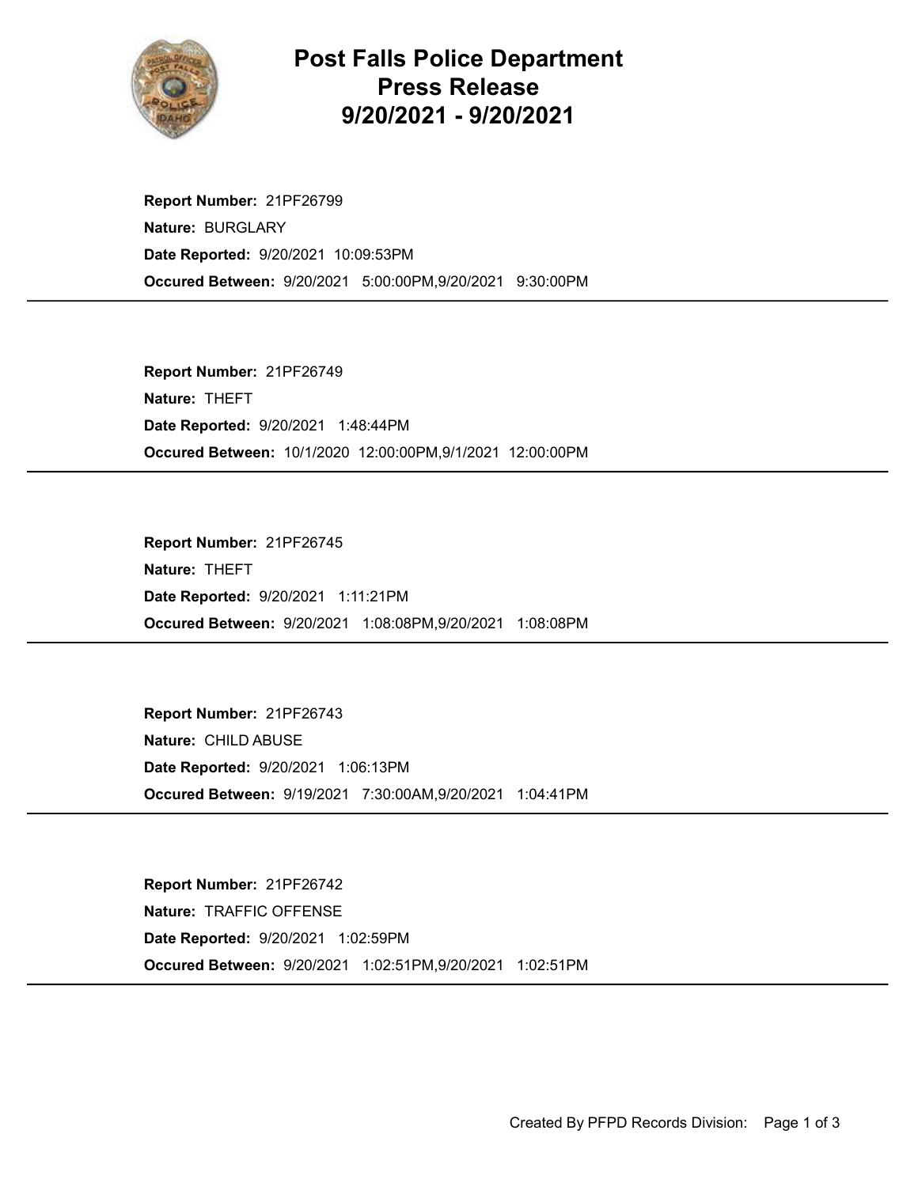# Post Falls Police Department
# Press Release
# 9/20/2021 - 9/20/2021

**Report Number:** 21PF26799
**Nature:** BURGLARY
**Date Reported:** 9/20/2021 10:09:53PM
**Occured Between:** 9/20/2021 5:00:00PM,9/20/2021 9:30:00PM

---

**Report Number:** 21PF26749
**Nature:** THEFT
**Date Reported:** 9/20/2021 1:48:44PM
**Occured Between:** 10/1/2020 12:00:00PM,9/1/2021 12:00:00PM

---

**Report Number:** 21PF26745
**Nature:** THEFT
**Date Reported:** 9/20/2021 1:11:21PM
**Occured Between:** 9/20/2021 1:08:08PM,9/20/2021 1:08:08PM

---

**Report Number:** 21PF26743
**Nature:** CHILD ABUSE
**Date Reported:** 9/20/2021 1:06:13PM
**Occured Between:** 9/19/2021 7:30:00AM,9/20/2021 1:04:41PM

---

**Report Number:** 21PF26742
**Nature:** TRAFFIC OFFENSE
**Date Reported:** 9/20/2021 1:02:59PM
**Occured Between:** 9/20/2021 1:02:51PM,9/20/2021 1:02:51PM

---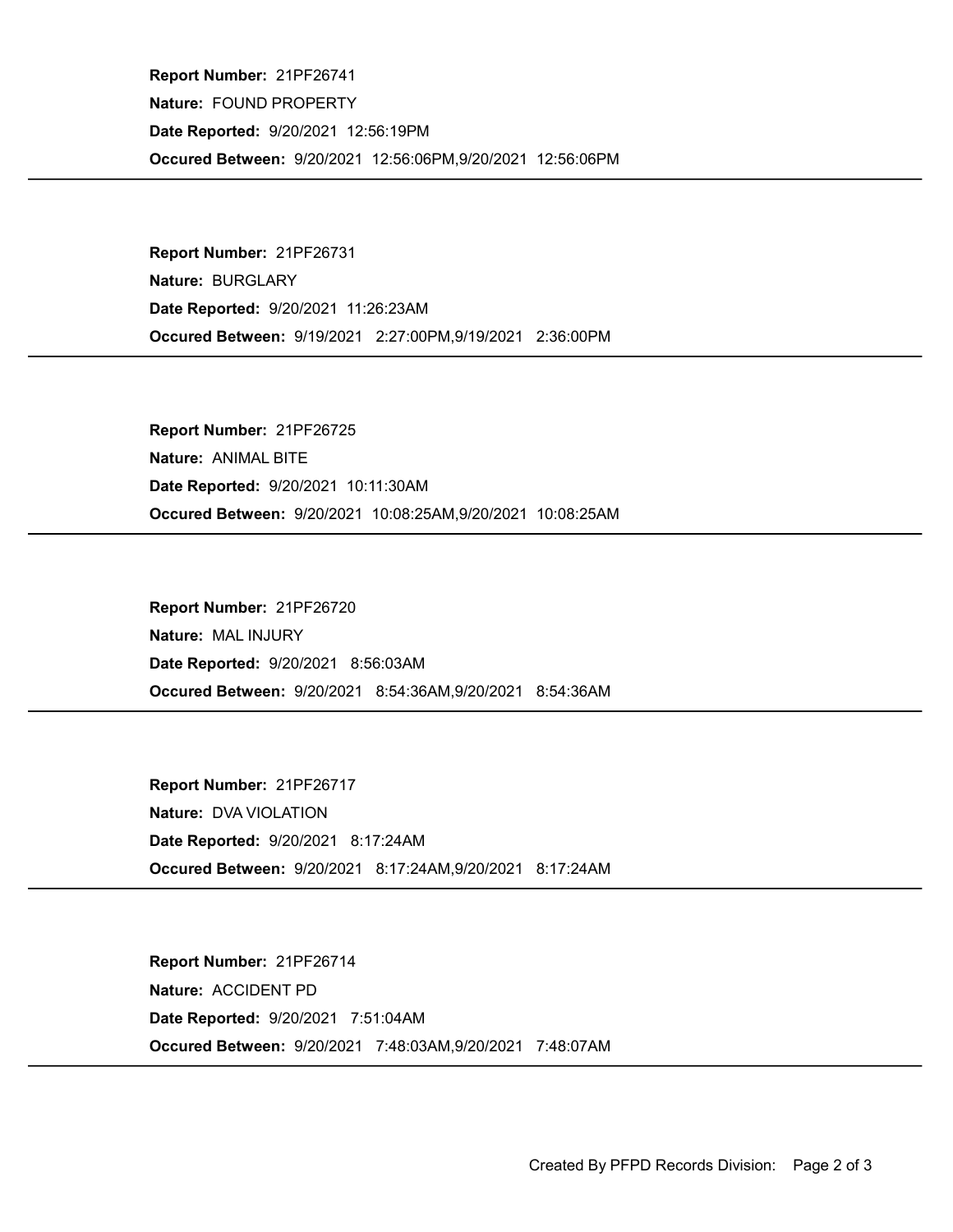**Report Number:** 21PF26741
**Nature:** FOUND PROPERTY
**Date Reported:** 9/20/2021 12:56:19PM
**Occured Between:** 9/20/2021 12:56:06PM,9/20/2021 12:56:06PM

---

**Report Number:** 21PF26731
**Nature:** BURGLARY
**Date Reported:** 9/20/2021 11:26:23AM
**Occured Between:** 9/19/2021 2:27:00PM,9/19/2021 2:36:00PM

---

**Report Number:** 21PF26725
**Nature:** ANIMAL BITE
**Date Reported:** 9/20/2021 10:11:30AM
**Occured Between:** 9/20/2021 10:08:25AM,9/20/2021 10:08:25AM

---

**Report Number:** 21PF26720
**Nature:** MAL INJURY
**Date Reported:** 9/20/2021 8:56:03AM
**Occured Between:** 9/20/2021 8:54:36AM,9/20/2021 8:54:36AM

---

**Report Number:** 21PF26717
**Nature:** DVA VIOLATION
**Date Reported:** 9/20/2021 8:17:24AM
**Occured Between:** 9/20/2021 8:17:24AM,9/20/2021 8:17:24AM

---

**Report Number:** 21PF26714
**Nature:** ACCIDENT PD
**Date Reported:** 9/20/2021 7:51:04AM
**Occured Between:** 9/20/2021 7:48:03AM,9/20/2021 7:48:07AM

---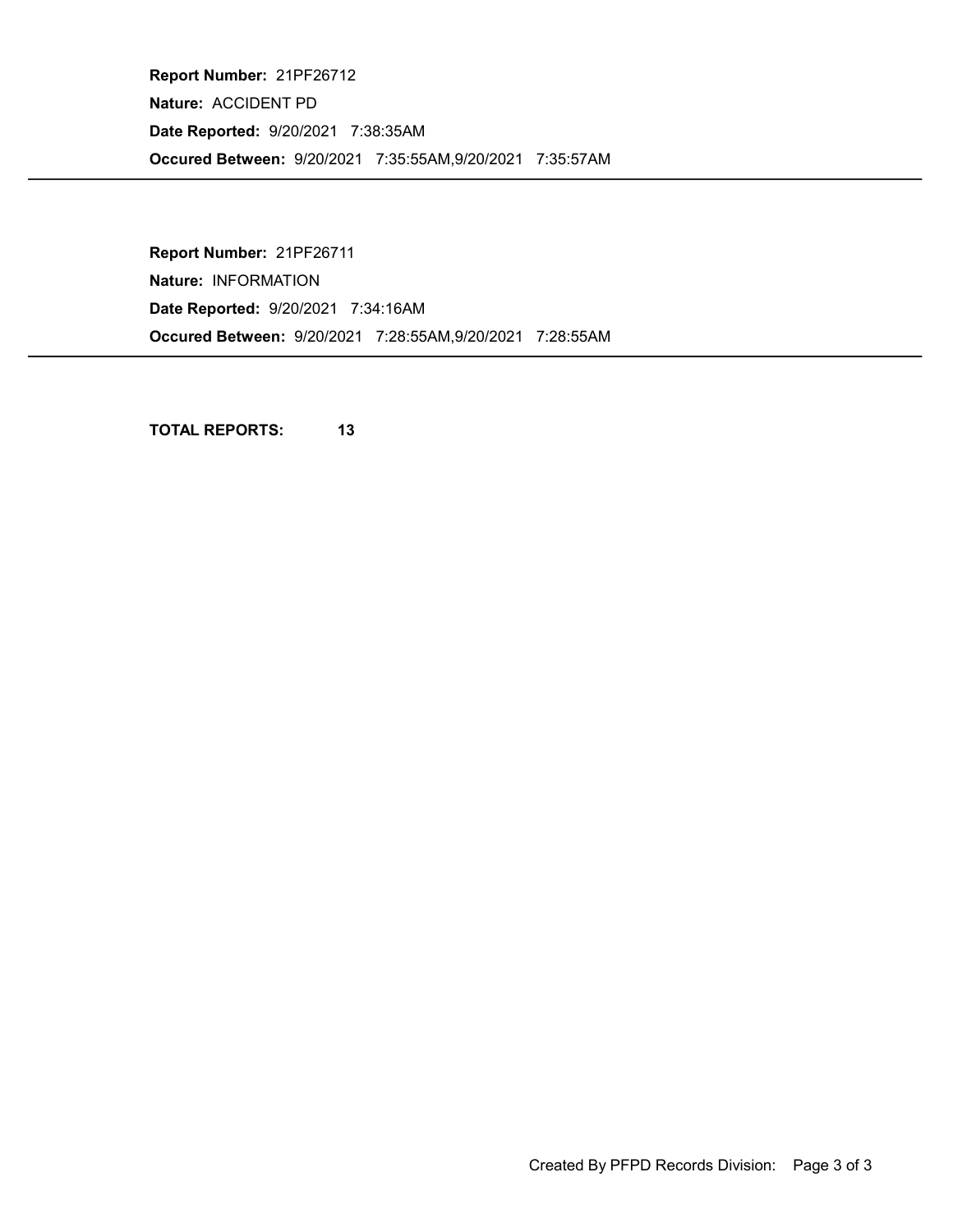**Report Number:** 21PF26712

**Nature:** ACCIDENT PD

**Date Reported:** 9/20/2021 7:38:35AM

**Occured Between:** 9/20/2021 7:35:55AM,9/20/2021 7:35:57AM

---

**Report Number:** 21PF26711

**Nature:** INFORMATION

**Date Reported:** 9/20/2021 7:34:16AM

**Occured Between:** 9/20/2021 7:28:55AM,9/20/2021 7:28:55AM

---

**TOTAL REPORTS:** **13**